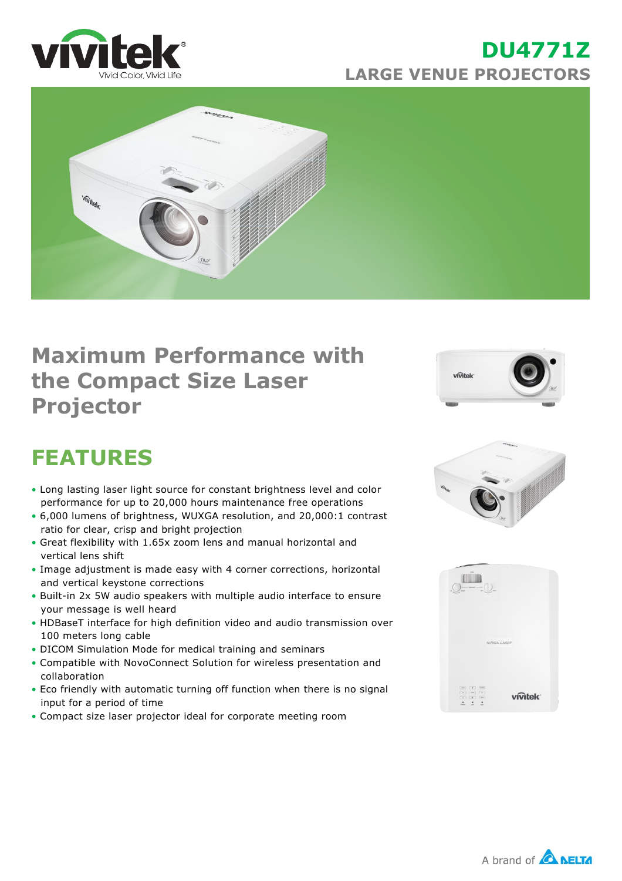# DU4771Z

## LARGE VENUE PROJECTORS

## Maximum Performance with the Compact Size Laser Projector

## FEATURES

- Long lasting laser light source for constant brightness level and color performance for up to 20,000 hours maintenance free operations
- 6,000 lumens of brightness, WUXGA resolution, and 20,000:1 contrast ratio for clear, crisp and bright projection
- Great flexibility with 1.65x zoom lens and manual horizontal and vertical lens shift
- Image adjustment is made easy with 4 corner corrections, horizontal and vertical keystone corrections
- Built-in 2x 5W audio speakers with multiple audio interface to ensure your message is well heard
- HDBaseT interface for high definition video and audio transmission over 100 meters long cable
- DICOM Simulation Mode for medical training and seminars
- Compatible with NovoConnect Solution for wireless presentation and collaboration
- Eco friendly with automatic turning off function when there is no signal input for a period of time
- Compact size laser projector ideal for corporate meeting room

A brand of DELTA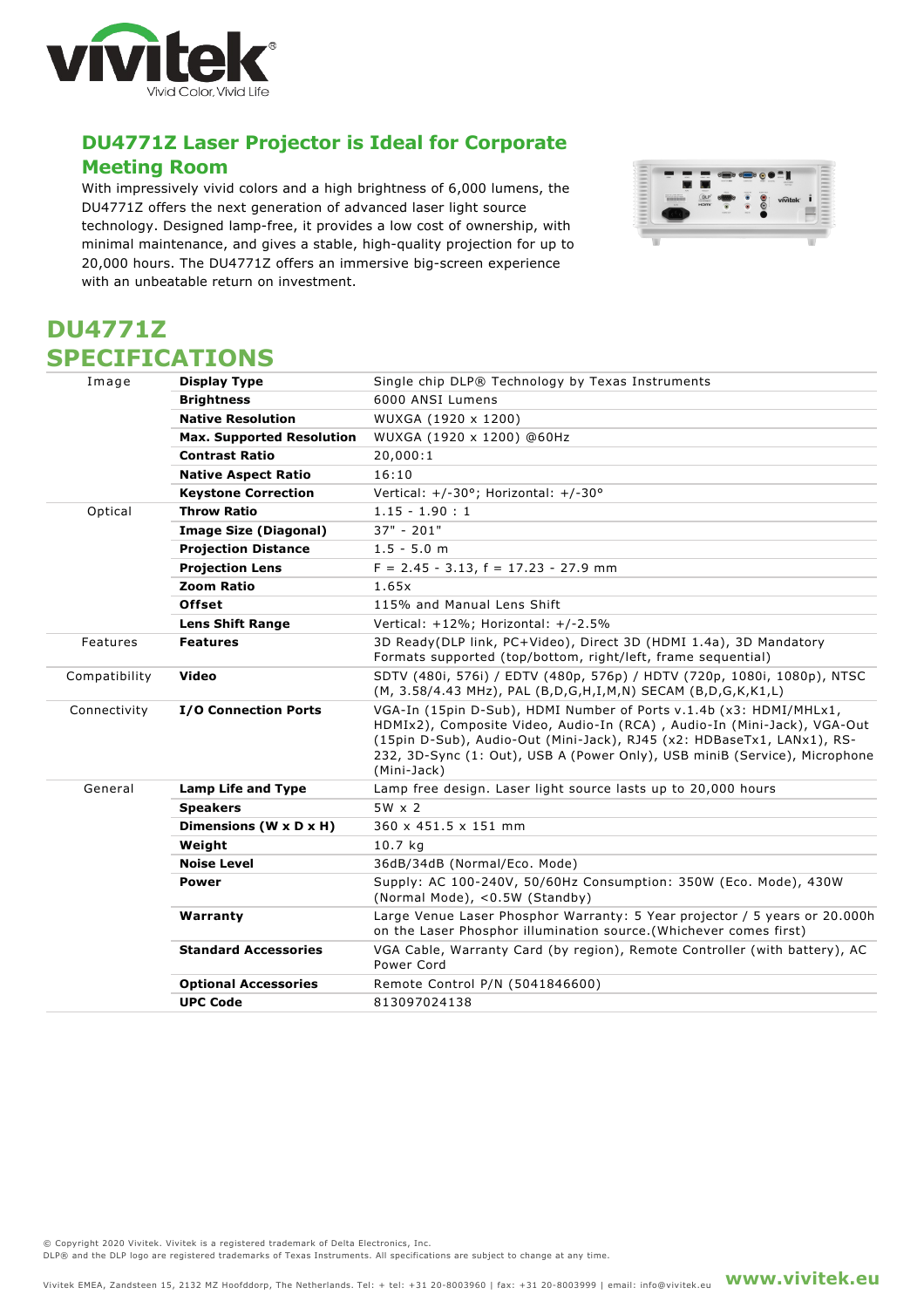## DU4771Z Laser Projector is Ideal for Corporate Meeting Room

With impressively vivid colors and a high brightness of 6,000 lumens, the DU4771Z offers the next generation of advanced laser light source technology. Designed lamp-free, it provides a low cost of ownership, with minimal maintenance, and gives a stable, high-quality projection for up to 20,000 hours. The DU4771Z offers an immersive big-screen experience with an unbeatable return on investment.

# DU4771Z SPECIFICATIONS

| | | |
|---|---|---|
| Image | **Display Type** | Single chip DLP® Technology by Texas Instruments |
| | **Brightness** | 6000 ANSI Lumens |
| | **Native Resolution** | WUXGA (1920 x 1200) |
| | **Max. Supported Resolution** | WUXGA (1920 x 1200) @60Hz |
| | **Contrast Ratio** | 20,000:1 |
| | **Native Aspect Ratio** | 16:10 |
| | **Keystone Correction** | Vertical: +/-30°; Horizontal: +/-30° |
| Optical | **Throw Ratio** | 1.15 - 1.90 : 1 |
| | **Image Size (Diagonal)** | 37" - 201" |
| | **Projection Distance** | 1.5 - 5.0 m |
| | **Projection Lens** | F = 2.45 - 3.13, f = 17.23 - 27.9 mm |
| | **Zoom Ratio** | 1.65x |
| | **Offset** | 115% and Manual Lens Shift |
| | **Lens Shift Range** | Vertical: +12%; Horizontal: +/-2.5% |
| Features | **Features** | 3D Ready(DLP link, PC+Video), Direct 3D (HDMI 1.4a), 3D Mandatory Formats supported (top/bottom, right/left, frame sequential) |
| Compatibility | **Video** | SDTV (480i, 576i) / EDTV (480p, 576p) / HDTV (720p, 1080i, 1080p), NTSC (M, 3.58/4.43 MHz), PAL (B,D,G,H,I,M,N) SECAM (B,D,G,K,K1,L) |
| Connectivity | **I/O Connection Ports** | VGA-In (15pin D-Sub), HDMI Number of Ports v.1.4b (x3: HDMI/MHLx1, HDMIx2), Composite Video, Audio-In (RCA) , Audio-In (Mini-Jack), VGA-Out (15pin D-Sub), Audio-Out (Mini-Jack), RJ45 (x2: HDBaseTx1, LANx1), RS-232, 3D-Sync (1: Out), USB A (Power Only), USB miniB (Service), Microphone (Mini-Jack) |
| General | **Lamp Life and Type** | Lamp free design. Laser light source lasts up to 20,000 hours |
| | **Speakers** | 5W x 2 |
| | **Dimensions (W x D x H)** | 360 x 451.5 x 151 mm |
| | **Weight** | 10.7 kg |
| | **Noise Level** | 36dB/34dB (Normal/Eco. Mode) |
| | **Power** | Supply: AC 100-240V, 50/60Hz Consumption: 350W (Eco. Mode), 430W (Normal Mode), <0.5W (Standby) |
| | **Warranty** | Large Venue Laser Phosphor Warranty: 5 Year projector / 5 years or 20.000h on the Laser Phosphor illumination source.(Whichever comes first) |
| | **Standard Accessories** | VGA Cable, Warranty Card (by region), Remote Controller (with battery), AC Power Cord |
| | **Optional Accessories** | Remote Control P/N (5041846600) |
| | **UPC Code** | 813097024138 |

© Copyright 2020 Vivitek. Vivitek is a registered trademark of Delta Electronics, Inc.
DLP® and the DLP logo are registered trademarks of Texas Instruments. All specifications are subject to change at any time.

Vivitek EMEA, Zandsteen 15, 2132 MZ Hoofddorp, The Netherlands. Tel: + tel: +31 20-8003960 | fax: +31 20-8003999 | email: info@vivitek.eu **www.vivitek.eu**